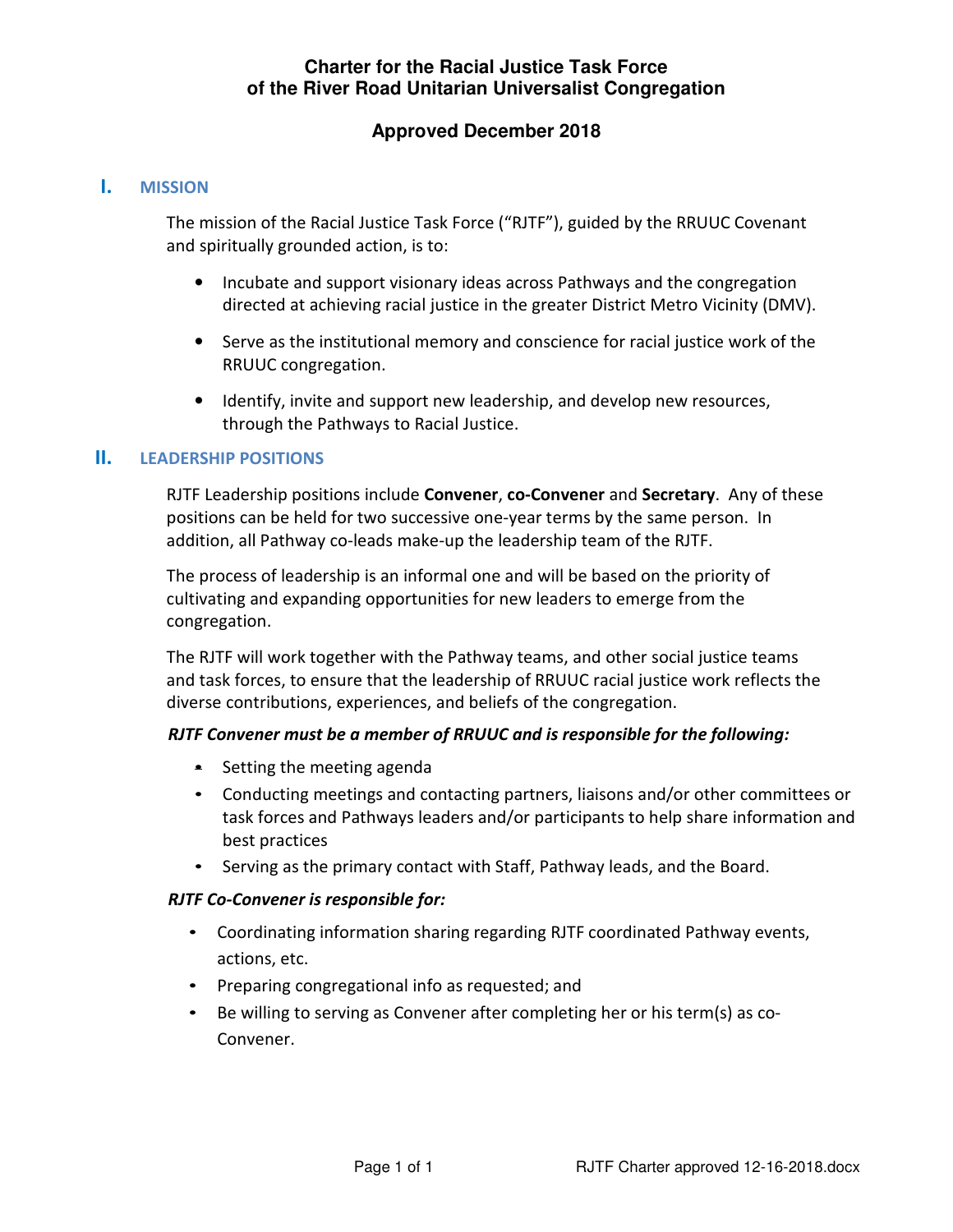# Charter for the Racial Justice Task Force of the River Road Unitarian Universalist Congregation

## Approved December 2018

## I. MISSION

The mission of the Racial Justice Task Force ("RJTF"), guided by the RRUUC Covenant and spiritually grounded action, is to:

- Incubate and support visionary ideas across Pathways and the congregation directed at achieving racial justice in the greater District Metro Vicinity (DMV).
- Serve as the institutional memory and conscience for racial justice work of the RRUUC congregation.
- Identify, invite and support new leadership, and develop new resources, through the Pathways to Racial Justice.

## II. LEADERSHIP POSITIONS

RJTF Leadership positions include **Convener**, **co-Convener** and **Secretary**. Any of these positions can be held for two successive one-year terms by the same person. In addition, all Pathway co-leads make-up the leadership team of the RJTF.

The process of leadership is an informal one and will be based on the priority of cultivating and expanding opportunities for new leaders to emerge from the congregation.

The RJTF will work together with the Pathway teams, and other social justice teams and task forces, to ensure that the leadership of RRUUC racial justice work reflects the diverse contributions, experiences, and beliefs of the congregation.

***RJTF Convener must be a member of RRUUC and is responsible for the following:***

- Setting the meeting agenda
- Conducting meetings and contacting partners, liaisons and/or other committees or task forces and Pathways leaders and/or participants to help share information and best practices
- Serving as the primary contact with Staff, Pathway leads, and the Board.

***RJTF Co-Convener is responsible for:***

- Coordinating information sharing regarding RJTF coordinated Pathway events, actions, etc.
- Preparing congregational info as requested; and
- Be willing to serving as Convener after completing her or his term(s) as co-Convener.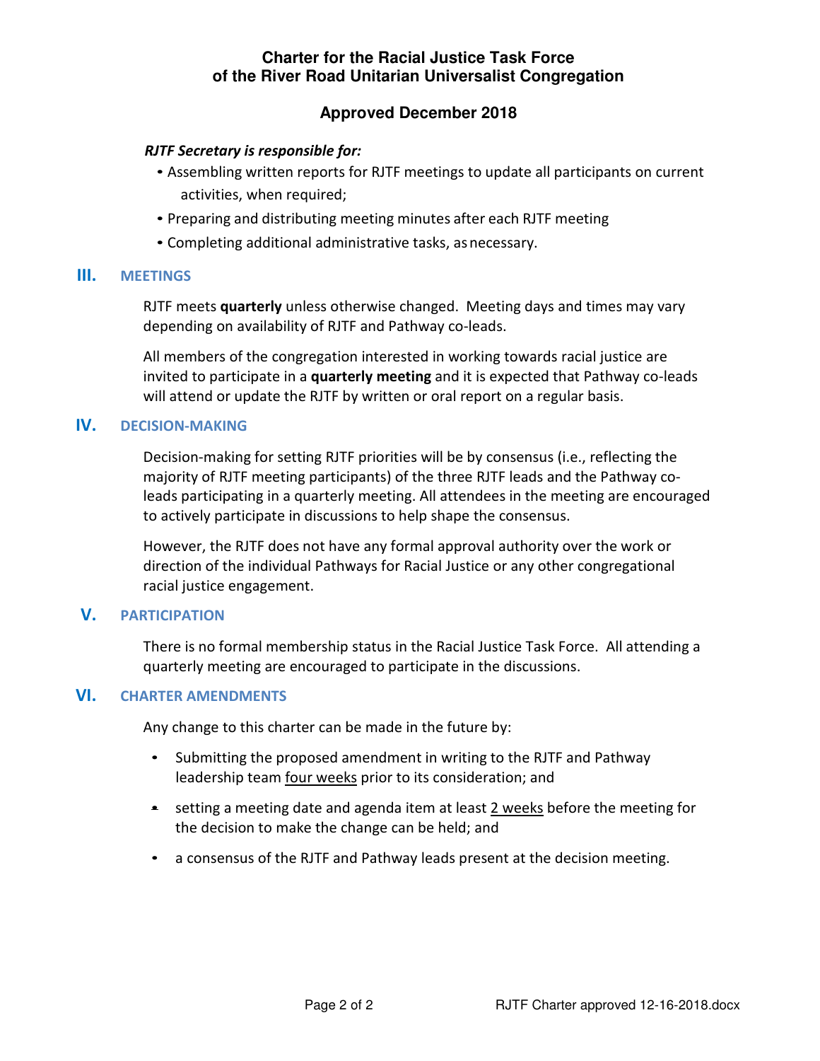**Charter for the Racial Justice Task Force**
**of the River Road Unitarian Universalist Congregation**

**Approved December 2018**

***RJTF Secretary is responsible for:***

- Assembling written reports for RJTF meetings to update all participants on current activities, when required;
- Preparing and distributing meeting minutes after each RJTF meeting
- Completing additional administrative tasks, as necessary.

## III. MEETINGS

RJTF meets **quarterly** unless otherwise changed. Meeting days and times may vary depending on availability of RJTF and Pathway co-leads.

All members of the congregation interested in working towards racial justice are invited to participate in a **quarterly meeting** and it is expected that Pathway co-leads will attend or update the RJTF by written or oral report on a regular basis.

## IV. DECISION-MAKING

Decision-making for setting RJTF priorities will be by consensus (i.e., reflecting the majority of RJTF meeting participants) of the three RJTF leads and the Pathway co-leads participating in a quarterly meeting. All attendees in the meeting are encouraged to actively participate in discussions to help shape the consensus.

However, the RJTF does not have any formal approval authority over the work or direction of the individual Pathways for Racial Justice or any other congregational racial justice engagement.

## V. PARTICIPATION

There is no formal membership status in the Racial Justice Task Force. All attending a quarterly meeting are encouraged to participate in the discussions.

## VI. CHARTER AMENDMENTS

Any change to this charter can be made in the future by:

- Submitting the proposed amendment in writing to the RJTF and Pathway leadership team four weeks prior to its consideration; and
- setting a meeting date and agenda item at least 2 weeks before the meeting for the decision to make the change can be held; and
- a consensus of the RJTF and Pathway leads present at the decision meeting.